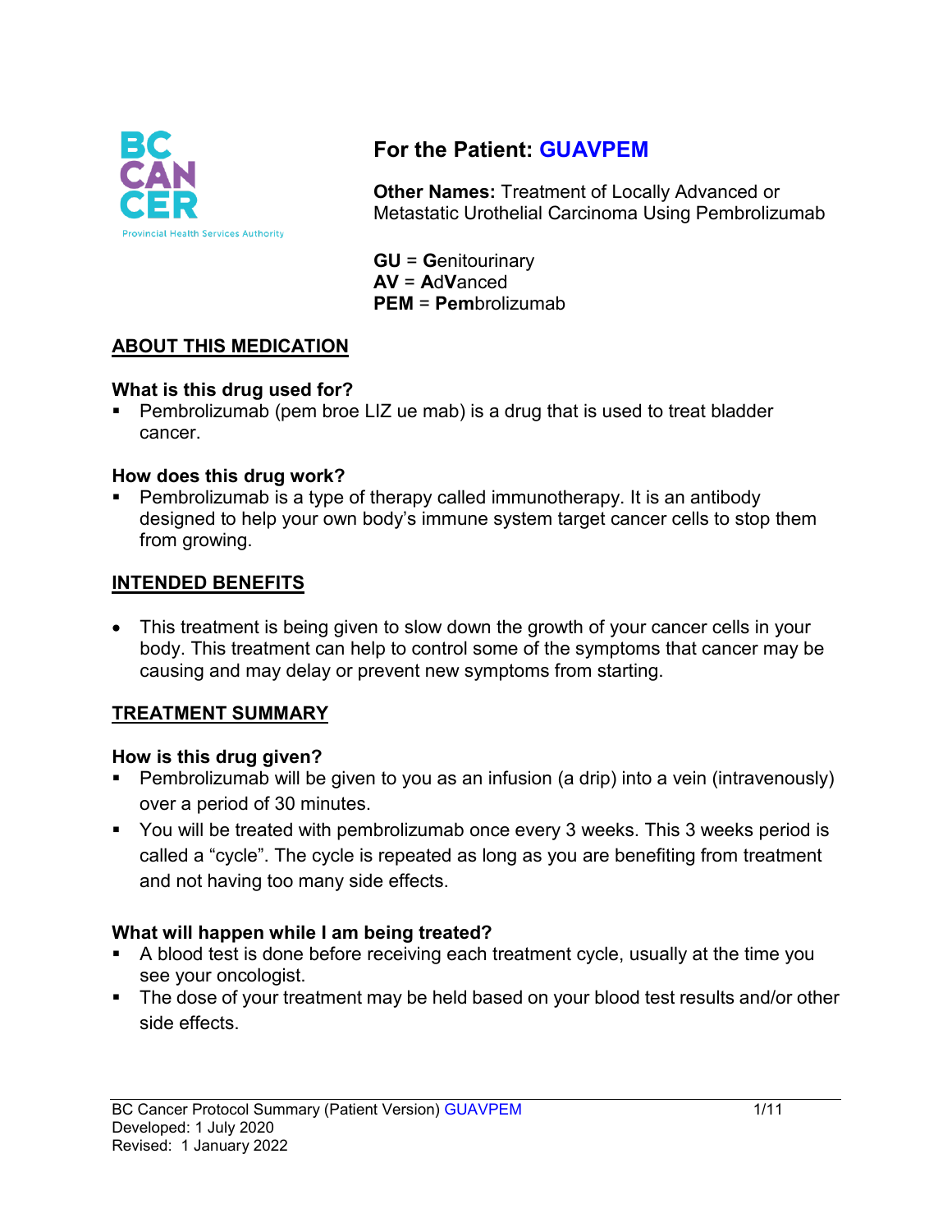# For the Patient: GUAVPEM

**Other Names:** Treatment of Locally Advanced or Metastatic Urothelial Carcinoma Using Pembrolizumab

**GU** = **G**enitourinary
**AV** = **A**d**V**anced
**PEM** = **Pem**brolizumab

## ABOUT THIS MEDICATION

### What is this drug used for?

- Pembrolizumab (pem broe LIZ ue mab) is a drug that is used to treat bladder cancer.

### How does this drug work?

- Pembrolizumab is a type of therapy called immunotherapy. It is an antibody designed to help your own body's immune system target cancer cells to stop them from growing.

## INTENDED BENEFITS

- This treatment is being given to slow down the growth of your cancer cells in your body. This treatment can help to control some of the symptoms that cancer may be causing and may delay or prevent new symptoms from starting.

## TREATMENT SUMMARY

### How is this drug given?

- Pembrolizumab will be given to you as an infusion (a drip) into a vein (intravenously) over a period of 30 minutes.
- You will be treated with pembrolizumab once every 3 weeks. This 3 weeks period is called a "cycle". The cycle is repeated as long as you are benefiting from treatment and not having too many side effects.

### What will happen while I am being treated?

- A blood test is done before receiving each treatment cycle, usually at the time you see your oncologist.
- The dose of your treatment may be held based on your blood test results and/or other side effects.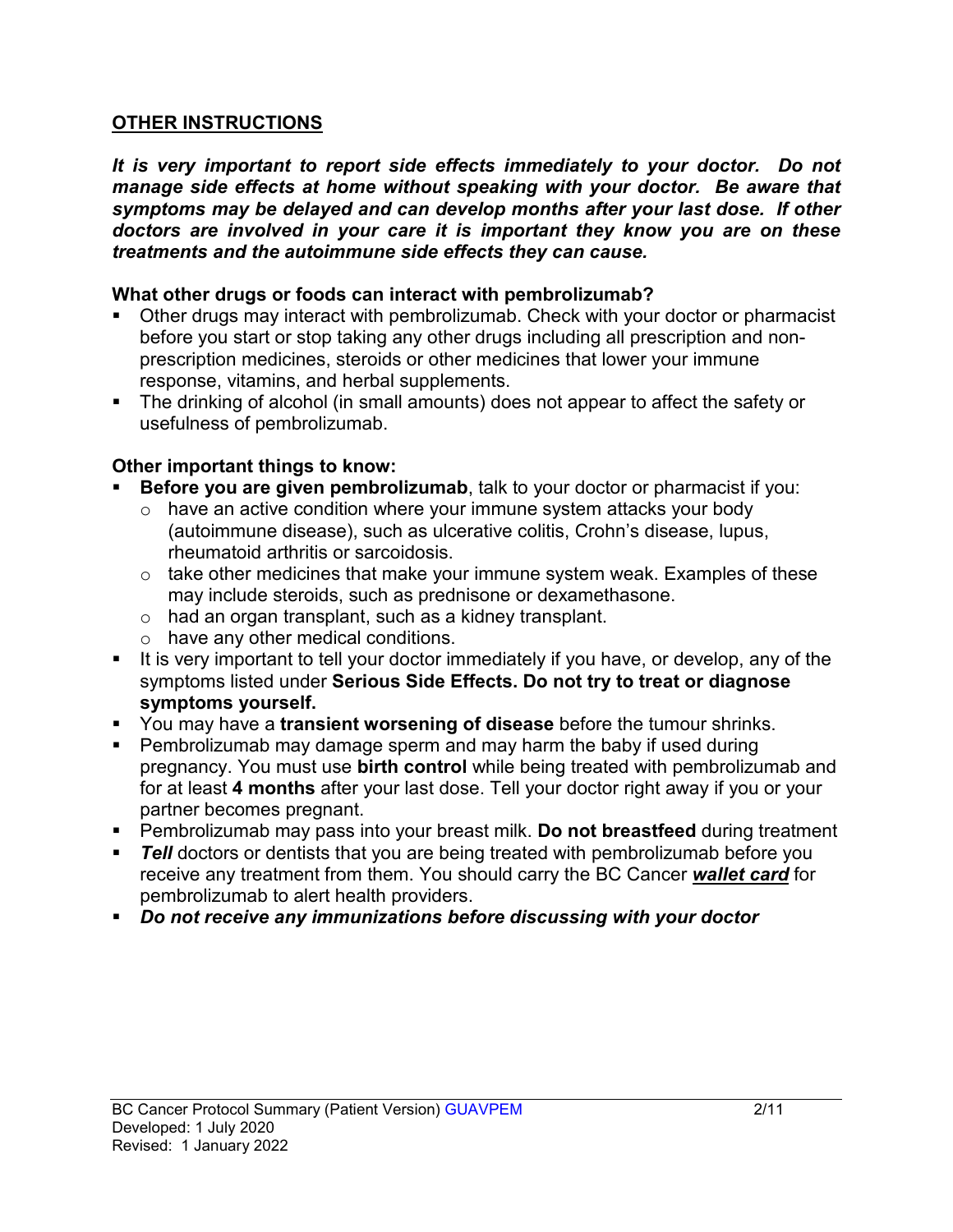## OTHER INSTRUCTIONS

***It is very important to report side effects immediately to your doctor. Do not manage side effects at home without speaking with your doctor. Be aware that symptoms may be delayed and can develop months after your last dose. If other doctors are involved in your care it is important they know you are on these treatments and the autoimmune side effects they can cause.***

**What other drugs or foods can interact with pembrolizumab?**

- Other drugs may interact with pembrolizumab. Check with your doctor or pharmacist before you start or stop taking any other drugs including all prescription and non-prescription medicines, steroids or other medicines that lower your immune response, vitamins, and herbal supplements.
- The drinking of alcohol (in small amounts) does not appear to affect the safety or usefulness of pembrolizumab.

**Other important things to know:**

- **Before you are given pembrolizumab**, talk to your doctor or pharmacist if you:
  - have an active condition where your immune system attacks your body (autoimmune disease), such as ulcerative colitis, Crohn's disease, lupus, rheumatoid arthritis or sarcoidosis.
  - take other medicines that make your immune system weak. Examples of these may include steroids, such as prednisone or dexamethasone.
  - had an organ transplant, such as a kidney transplant.
  - have any other medical conditions.
- It is very important to tell your doctor immediately if you have, or develop, any of the symptoms listed under **Serious Side Effects. Do not try to treat or diagnose symptoms yourself.**
- You may have a **transient worsening of disease** before the tumour shrinks.
- Pembrolizumab may damage sperm and may harm the baby if used during pregnancy. You must use **birth control** while being treated with pembrolizumab and for at least **4 months** after your last dose. Tell your doctor right away if you or your partner becomes pregnant.
- Pembrolizumab may pass into your breast milk. **Do not breastfeed** during treatment
- ***Tell*** doctors or dentists that you are being treated with pembrolizumab before you receive any treatment from them. You should carry the BC Cancer ***wallet card*** for pembrolizumab to alert health providers.
- ***Do not receive any immunizations before discussing with your doctor***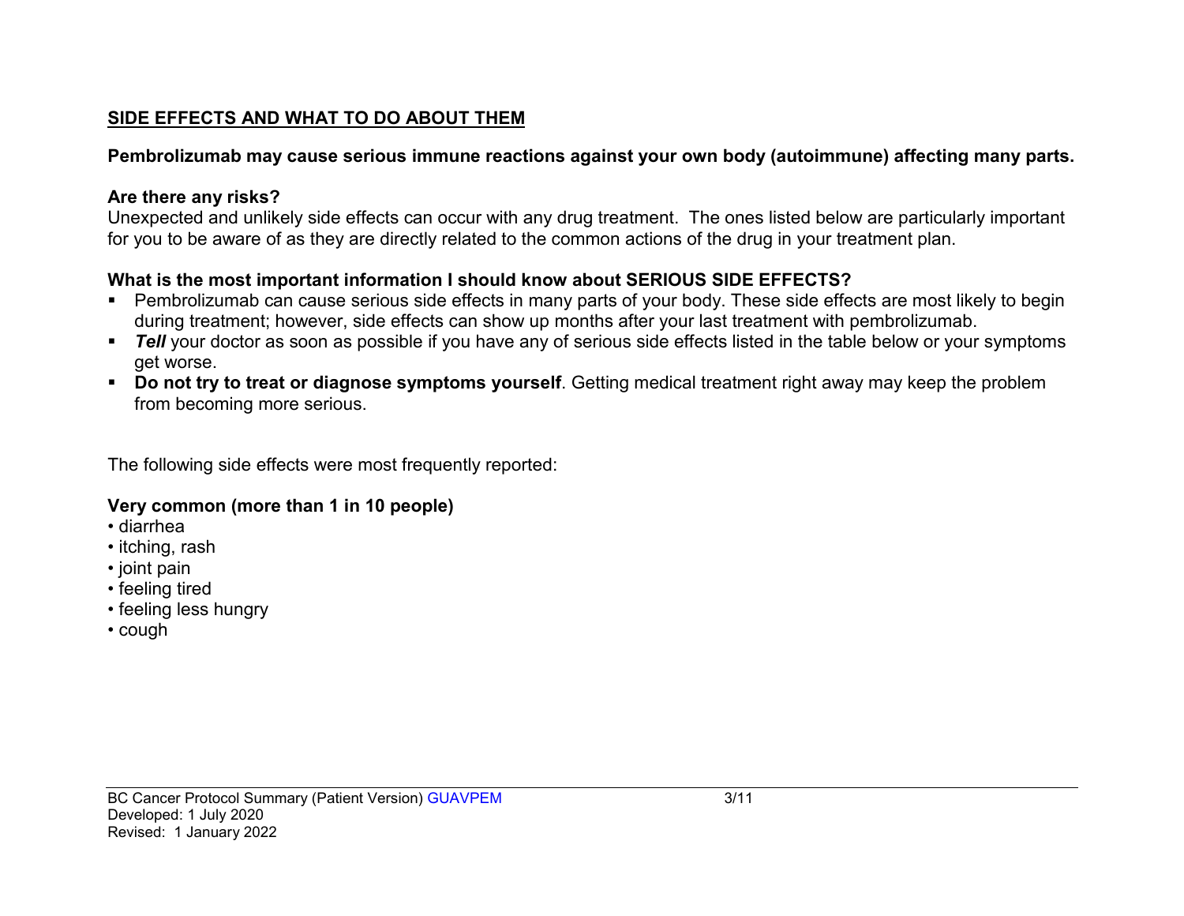## SIDE EFFECTS AND WHAT TO DO ABOUT THEM

**Pembrolizumab may cause serious immune reactions against your own body (autoimmune) affecting many parts.**

**Are there any risks?**

Unexpected and unlikely side effects can occur with any drug treatment. The ones listed below are particularly important for you to be aware of as they are directly related to the common actions of the drug in your treatment plan.

**What is the most important information I should know about SERIOUS SIDE EFFECTS?**

- Pembrolizumab can cause serious side effects in many parts of your body. These side effects are most likely to begin during treatment; however, side effects can show up months after your last treatment with pembrolizumab.
- ***Tell*** your doctor as soon as possible if you have any of serious side effects listed in the table below or your symptoms get worse.
- **Do not try to treat or diagnose symptoms yourself**. Getting medical treatment right away may keep the problem from becoming more serious.

The following side effects were most frequently reported:

**Very common (more than 1 in 10 people)**

- diarrhea
- itching, rash
- joint pain
- feeling tired
- feeling less hungry
- cough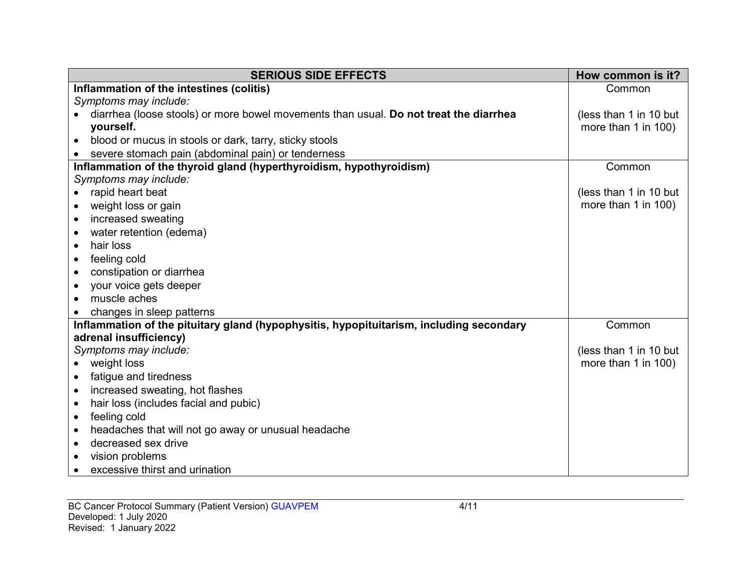| SERIOUS SIDE EFFECTS | How common is it? |
|---|---|
| **Inflammation of the intestines (colitis)**<br>*Symptoms may include:*<br>• diarrhea (loose stools) or more bowel movements than usual. **Do not treat the diarrhea yourself.**<br>• blood or mucus in stools or dark, tarry, sticky stools<br>• severe stomach pain (abdominal pain) or tenderness | Common<br><br>(less than 1 in 10 but more than 1 in 100) |
| **Inflammation of the thyroid gland (hyperthyroidism, hypothyroidism)**<br>*Symptoms may include:*<br>• rapid heart beat<br>• weight loss or gain<br>• increased sweating<br>• water retention (edema)<br>• hair loss<br>• feeling cold<br>• constipation or diarrhea<br>• your voice gets deeper<br>• muscle aches<br>• changes in sleep patterns | Common<br><br>(less than 1 in 10 but more than 1 in 100) |
| **Inflammation of the pituitary gland (hypophysitis, hypopituitarism, including secondary adrenal insufficiency)**<br>*Symptoms may include:*<br>• weight loss<br>• fatigue and tiredness<br>• increased sweating, hot flashes<br>• hair loss (includes facial and pubic)<br>• feeling cold<br>• headaches that will not go away or unusual headache<br>• decreased sex drive<br>• vision problems<br>• excessive thirst and urination | Common<br><br>(less than 1 in 10 but more than 1 in 100) |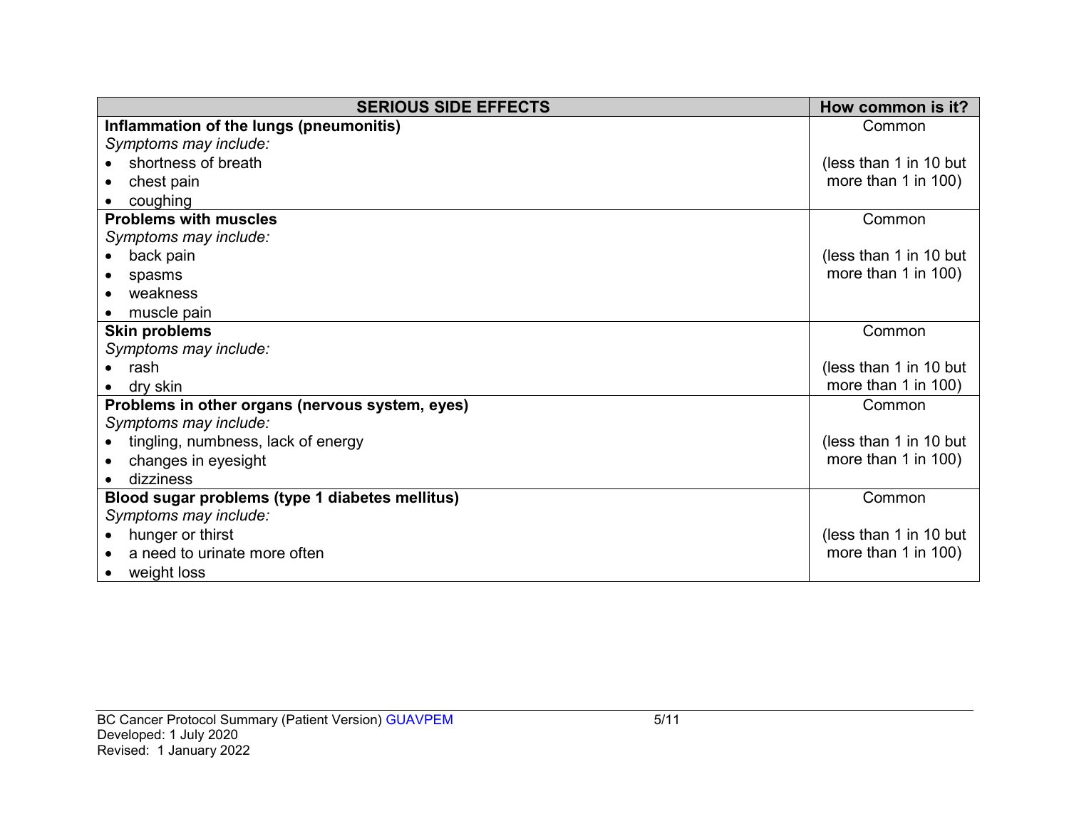| SERIOUS SIDE EFFECTS | How common is it? |
|---|---|
| **Inflammation of the lungs (pneumonitis)**<br>*Symptoms may include:*<br>• shortness of breath<br>• chest pain<br>• coughing | Common<br><br>(less than 1 in 10 but more than 1 in 100) |
| **Problems with muscles**<br>*Symptoms may include:*<br>• back pain<br>• spasms<br>• weakness<br>• muscle pain | Common<br><br>(less than 1 in 10 but more than 1 in 100) |
| **Skin problems**<br>*Symptoms may include:*<br>• rash<br>• dry skin | Common<br><br>(less than 1 in 10 but more than 1 in 100) |
| **Problems in other organs (nervous system, eyes)**<br>*Symptoms may include:*<br>• tingling, numbness, lack of energy<br>• changes in eyesight<br>• dizziness | Common<br><br>(less than 1 in 10 but more than 1 in 100) |
| **Blood sugar problems (type 1 diabetes mellitus)**<br>*Symptoms may include:*<br>• hunger or thirst<br>• a need to urinate more often<br>• weight loss | Common<br><br>(less than 1 in 10 but more than 1 in 100) |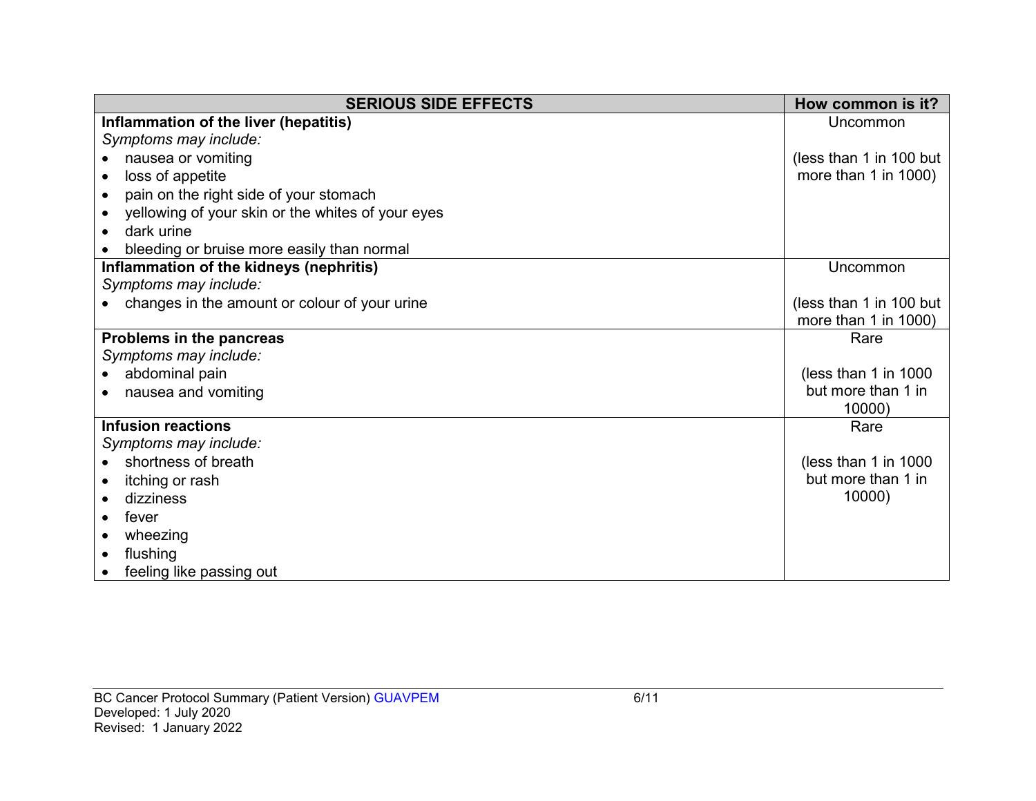| SERIOUS SIDE EFFECTS | How common is it? |
|---|---|
| **Inflammation of the liver (hepatitis)**<br>*Symptoms may include:*<br>• nausea or vomiting<br>• loss of appetite<br>• pain on the right side of your stomach<br>• yellowing of your skin or the whites of your eyes<br>• dark urine<br>• bleeding or bruise more easily than normal | Uncommon<br><br>(less than 1 in 100 but more than 1 in 1000) |
| **Inflammation of the kidneys (nephritis)**<br>*Symptoms may include:*<br>• changes in the amount or colour of your urine | Uncommon<br><br>(less than 1 in 100 but more than 1 in 1000) |
| **Problems in the pancreas**<br>*Symptoms may include:*<br>• abdominal pain<br>• nausea and vomiting | Rare<br><br>(less than 1 in 1000 but more than 1 in 10000) |
| **Infusion reactions**<br>*Symptoms may include:*<br>• shortness of breath<br>• itching or rash<br>• dizziness<br>• fever<br>• wheezing<br>• flushing<br>• feeling like passing out | Rare<br><br>(less than 1 in 1000 but more than 1 in 10000) |

BC Cancer Protocol Summary (Patient Version) GUAVPEM
Developed: 1 July 2020
Revised: 1 January 2022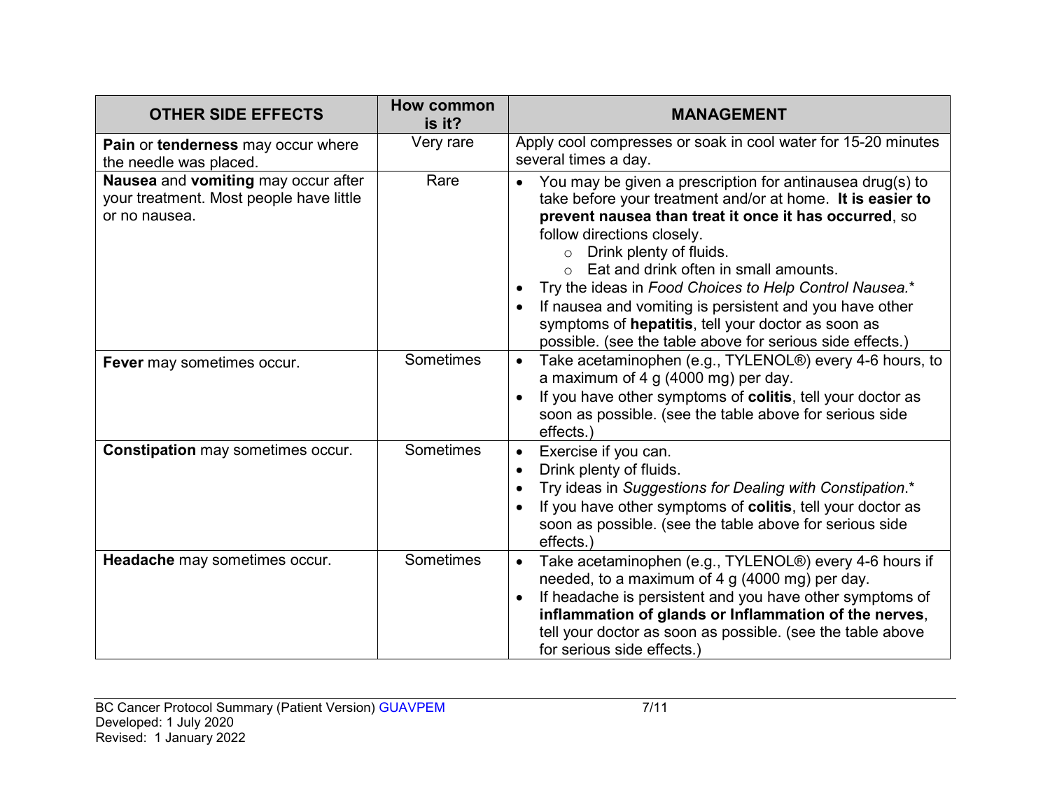| OTHER SIDE EFFECTS | How common is it? | MANAGEMENT |
|---|---|---|
| **Pain** or **tenderness** may occur where the needle was placed. | Very rare | Apply cool compresses or soak in cool water for 15-20 minutes several times a day. |
| **Nausea** and **vomiting** may occur after your treatment. Most people have little or no nausea. | Rare | • You may be given a prescription for antinausea drug(s) to take before your treatment and/or at home. **It is easier to prevent nausea than treat it once it has occurred**, so follow directions closely.<br>  ○ Drink plenty of fluids.<br>  ○ Eat and drink often in small amounts.<br>• Try the ideas in *Food Choices to Help Control Nausea.**<br>• If nausea and vomiting is persistent and you have other symptoms of **hepatitis**, tell your doctor as soon as possible. (see the table above for serious side effects.) |
| **Fever** may sometimes occur. | Sometimes | • Take acetaminophen (e.g., TYLENOL®) every 4-6 hours, to a maximum of 4 g (4000 mg) per day.<br>• If you have other symptoms of **colitis**, tell your doctor as soon as possible. (see the table above for serious side effects.) |
| **Constipation** may sometimes occur. | Sometimes | • Exercise if you can.<br>• Drink plenty of fluids.<br>• Try ideas in *Suggestions for Dealing with Constipation*.*<br>• If you have other symptoms of **colitis**, tell your doctor as soon as possible. (see the table above for serious side effects.) |
| **Headache** may sometimes occur. | Sometimes | • Take acetaminophen (e.g., TYLENOL®) every 4-6 hours if needed, to a maximum of 4 g (4000 mg) per day.<br>• If headache is persistent and you have other symptoms of **inflammation of glands or Inflammation of the nerves**, tell your doctor as soon as possible. (see the table above for serious side effects.) |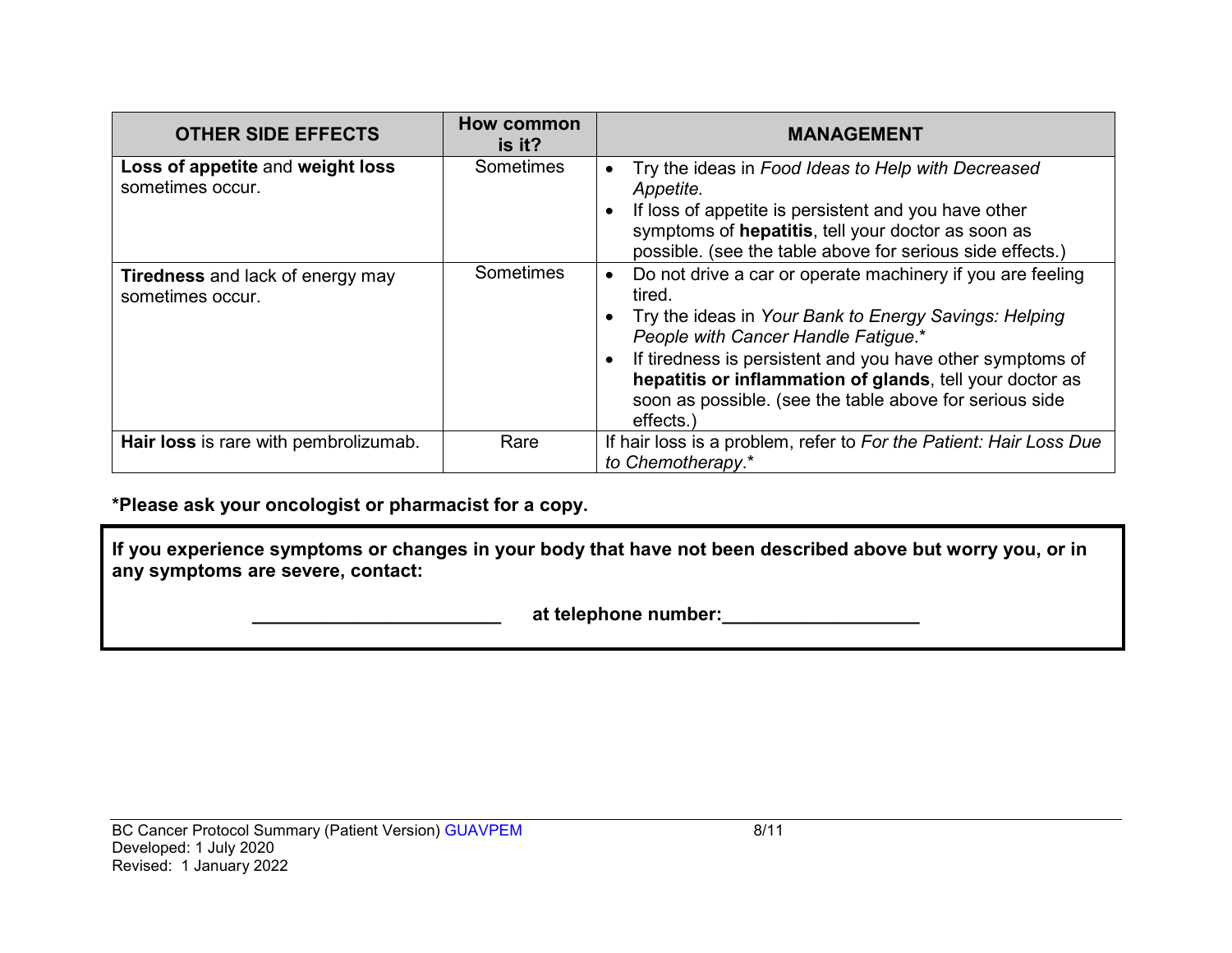| OTHER SIDE EFFECTS | How common is it? | MANAGEMENT |
|---|---|---|
| **Loss of appetite** and **weight loss** sometimes occur. | Sometimes | • Try the ideas in *Food Ideas to Help with Decreased Appetite.*<br>• If loss of appetite is persistent and you have other symptoms of **hepatitis**, tell your doctor as soon as possible. (see the table above for serious side effects.) |
| **Tiredness** and lack of energy may sometimes occur. | Sometimes | • Do not drive a car or operate machinery if you are feeling tired.<br>• Try the ideas in *Your Bank to Energy Savings: Helping People with Cancer Handle Fatigue*.*<br>• If tiredness is persistent and you have other symptoms of **hepatitis or inflammation of glands**, tell your doctor as soon as possible. (see the table above for serious side effects.) |
| **Hair loss** is rare with pembrolizumab. | Rare | If hair loss is a problem, refer to *For the Patient: Hair Loss Due to Chemotherapy*.* |

***Please ask your oncologist or pharmacist for a copy.**

**If you experience symptoms or changes in your body that have not been described above but worry you, or in any symptoms are severe, contact:**

**________________________ at telephone number:___________________**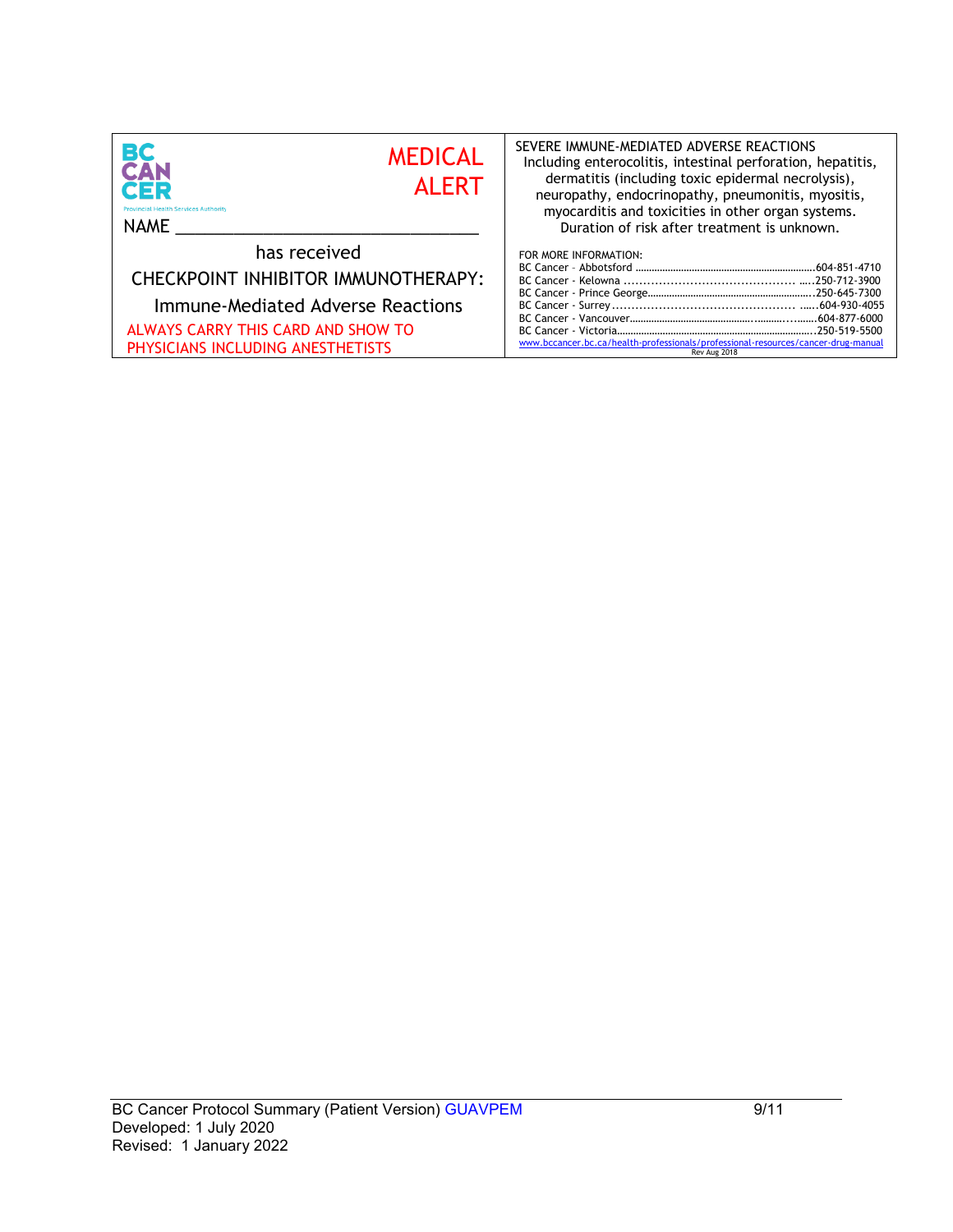BC CANCER
Provincial Health Services Authority

**MEDICAL ALERT**

NAME ________________________________

has received

CHECKPOINT INHIBITOR IMMUNOTHERAPY:

Immune-Mediated Adverse Reactions

ALWAYS CARRY THIS CARD AND SHOW TO PHYSICIANS INCLUDING ANESTHETISTS

SEVERE IMMUNE-MEDIATED ADVERSE REACTIONS
Including enterocolitis, intestinal perforation, hepatitis, dermatitis (including toxic epidermal necrolysis), neuropathy, endocrinopathy, pneumonitis, myositis, myocarditis and toxicities in other organ systems. Duration of risk after treatment is unknown.

FOR MORE INFORMATION:

BC Cancer – Abbotsford ....................................604-851-4710
BC Cancer - Kelowna ........................................250-712-3900
BC Cancer - Prince George................................250-645-7300
BC Cancer - Surrey ...........................................604-930-4055
BC Cancer - Vancouver......................................604-877-6000
BC Cancer - Victoria..........................................250-519-5500
www.bccancer.bc.ca/health-professionals/professional-resources/cancer-drug-manual

Rev Aug 2018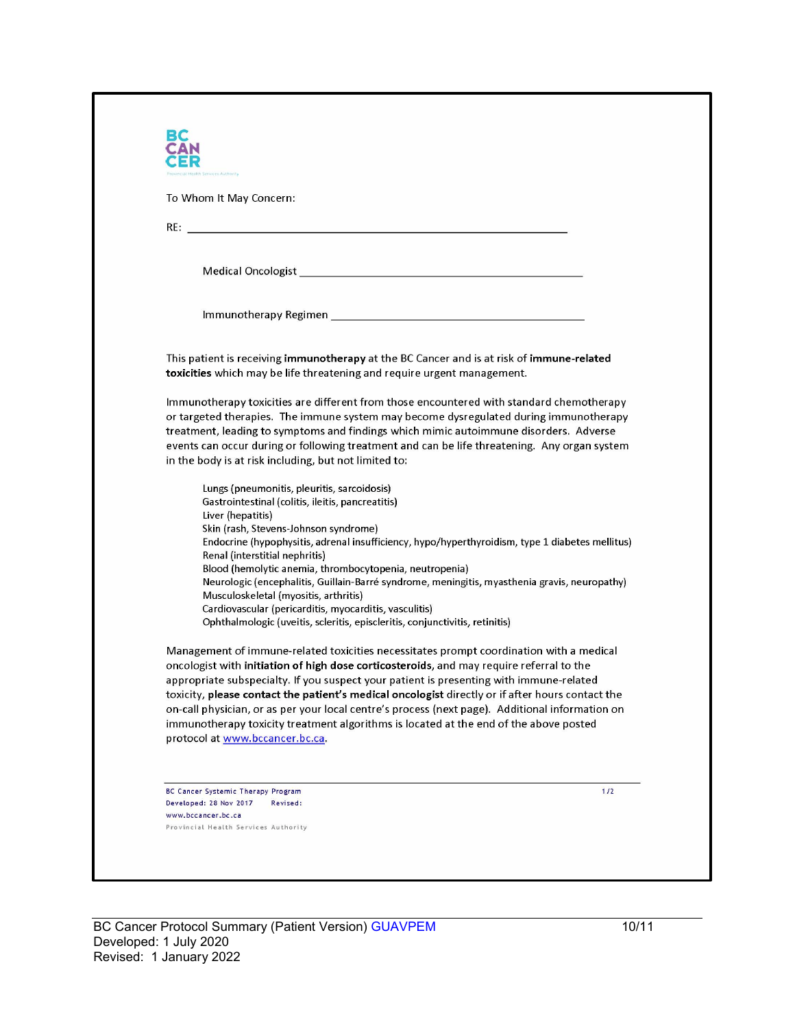BC CANCER

To Whom It May Concern:

RE: ________________________________________________

Medical Oncologist ________________________________________

Immunotherapy Regimen ____________________________________

This patient is receiving **immunotherapy** at the BC Cancer and is at risk of **immune-related toxicities** which may be life threatening and require urgent management.

Immunotherapy toxicities are different from those encountered with standard chemotherapy or targeted therapies. The immune system may become dysregulated during immunotherapy treatment, leading to symptoms and findings which mimic autoimmune disorders. Adverse events can occur during or following treatment and can be life threatening. Any organ system in the body is at risk including, but not limited to:

- Lungs (pneumonitis, pleuritis, sarcoidosis)
- Gastrointestinal (colitis, ileitis, pancreatitis)
- Liver (hepatitis)
- Skin (rash, Stevens-Johnson syndrome)
- Endocrine (hypophysitis, adrenal insufficiency, hypo/hyperthyroidism, type 1 diabetes mellitus)
- Renal (interstitial nephritis)
- Blood (hemolytic anemia, thrombocytopenia, neutropenia)
- Neurologic (encephalitis, Guillain-Barré syndrome, meningitis, myasthenia gravis, neuropathy)
- Musculoskeletal (myositis, arthritis)
- Cardiovascular (pericarditis, myocarditis, vasculitis)
- Ophthalmologic (uveitis, scleritis, episcleritis, conjunctivitis, retinitis)

Management of immune-related toxicities necessitates prompt coordination with a medical oncologist with **initiation of high dose corticosteroids,** and may require referral to the appropriate subspecialty. If you suspect your patient is presenting with immune-related toxicity, **please contact the patient's medical oncologist** directly or if after hours contact the on-call physician, or as per your local centre's process (next page). Additional information on immunotherapy toxicity treatment algorithms is located at the end of the above posted protocol at www.bccancer.bc.ca.

BC Cancer Systemic Therapy Program
Developed: 28 Nov 2017 Revised:
www.bccancer.bc.ca
Provincial Health Services Authority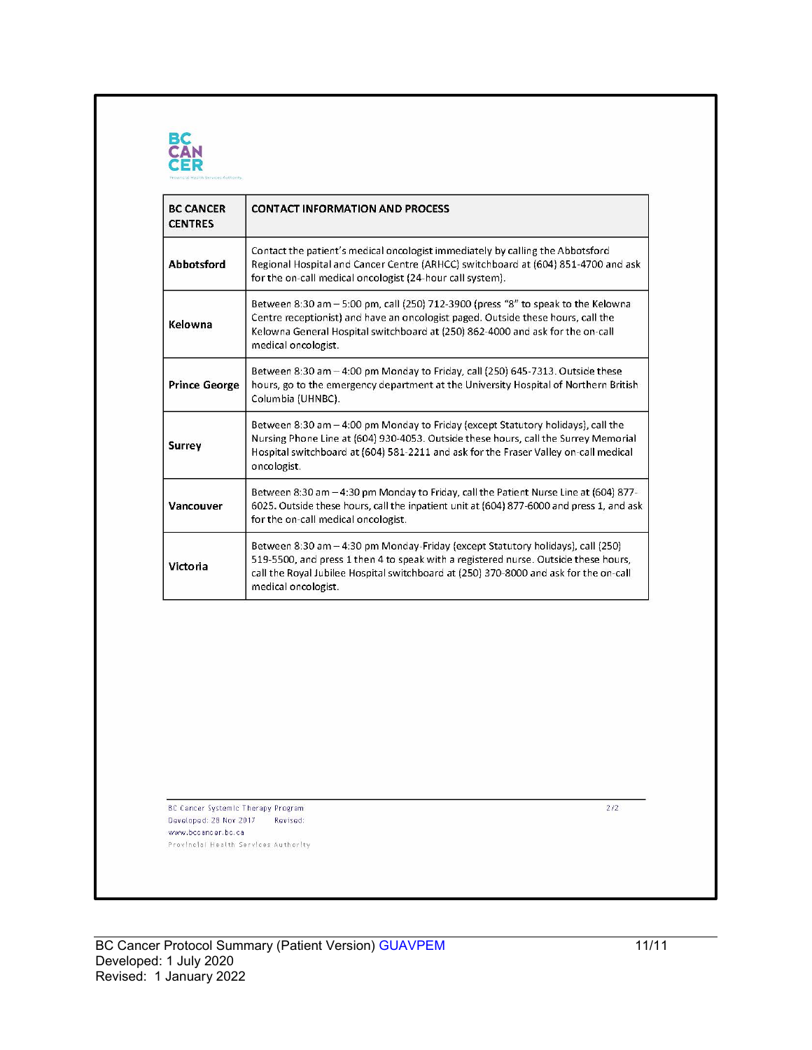| BC CANCER CENTRES | CONTACT INFORMATION AND PROCESS |
|---|---|
| **Abbotsford** | Contact the patient's medical oncologist immediately by calling the Abbotsford Regional Hospital and Cancer Centre (ARHCC) switchboard at (604) 851-4700 and ask for the on-call medical oncologist (24-hour call system). |
| **Kelowna** | Between 8:30 am – 5:00 pm, call (250) 712-3900 (press "8" to speak to the Kelowna Centre receptionist) and have an oncologist paged. Outside these hours, call the Kelowna General Hospital switchboard at (250) 862-4000 and ask for the on-call medical oncologist. |
| **Prince George** | Between 8:30 am – 4:00 pm Monday to Friday, call (250) 645-7313. Outside these hours, go to the emergency department at the University Hospital of Northern British Columbia (UHNBC). |
| **Surrey** | Between 8:30 am – 4:00 pm Monday to Friday (except Statutory holidays), call the Nursing Phone Line at (604) 930-4053. Outside these hours, call the Surrey Memorial Hospital switchboard at (604) 581-2211 and ask for the Fraser Valley on-call medical oncologist. |
| **Vancouver** | Between 8:30 am – 4:30 pm Monday to Friday, call the Patient Nurse Line at (604) 877-6025. Outside these hours, call the inpatient unit at (604) 877-6000 and press 1, and ask for the on-call medical oncologist. |
| **Victoria** | Between 8:30 am – 4:30 pm Monday-Friday (except Statutory holidays), call (250) 519-5500, and press 1 then 4 to speak with a registered nurse. Outside these hours, call the Royal Jubilee Hospital switchboard at (250) 370-8000 and ask for the on-call medical oncologist. |

BC Cancer Systemic Therapy Program
Developed: 28 Nov 2017 Revised:
www.bccancer.bc.ca
Provincial Health Services Authority